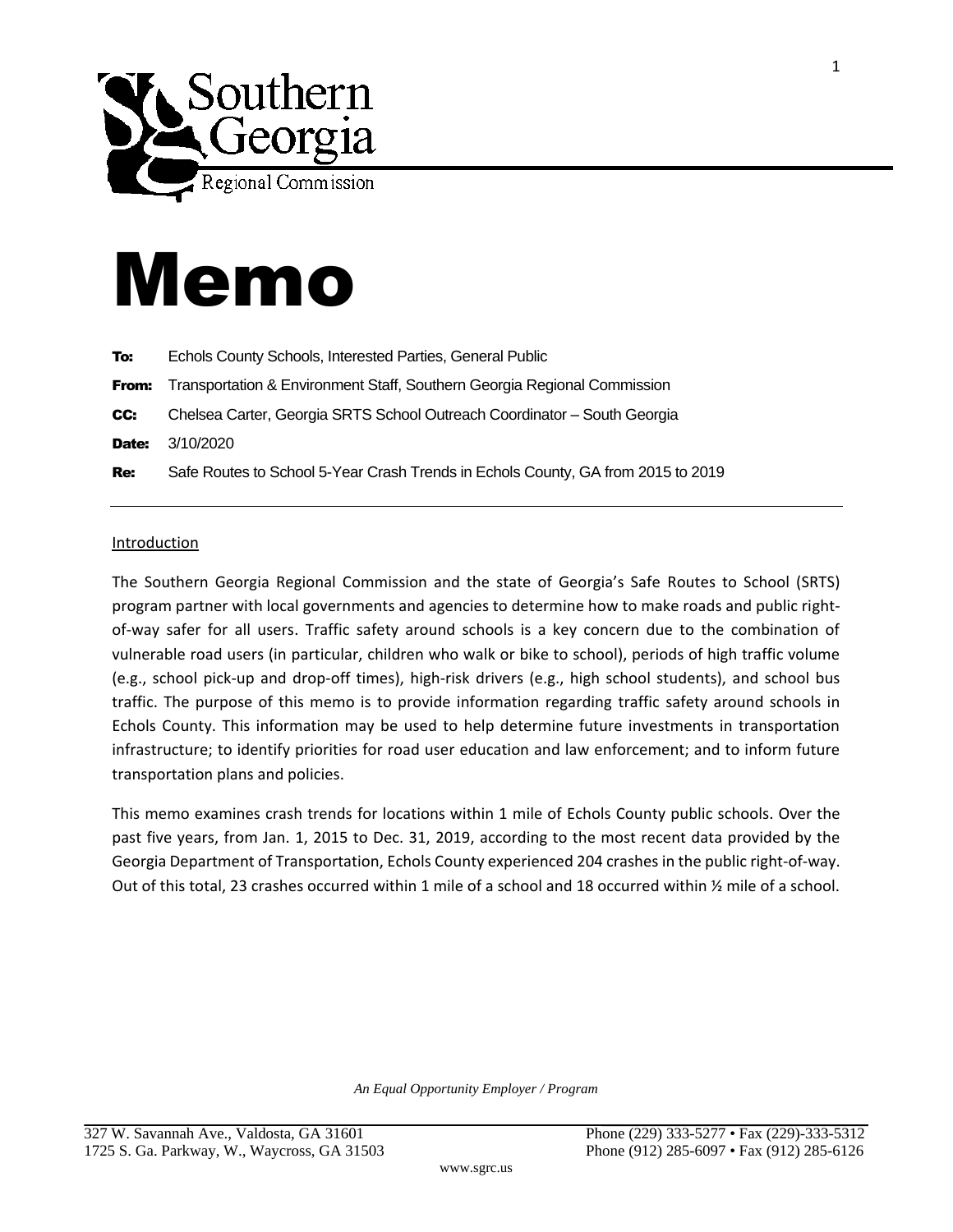Southern Georgia Regional Commission

# Memo

**To:** Echols County Schools, Interested Parties, General Public

**From:** Transportation & Environment Staff, Southern Georgia Regional Commission

**CC:** Chelsea Carter, Georgia SRTS School Outreach Coordinator – South Georgia

**Date:** 3/10/2020

**Re:** Safe Routes to School 5-Year Crash Trends in Echols County, GA from 2015 to 2019

---

## Introduction

The Southern Georgia Regional Commission and the state of Georgia's Safe Routes to School (SRTS) program partner with local governments and agencies to determine how to make roads and public right-of-way safer for all users. Traffic safety around schools is a key concern due to the combination of vulnerable road users (in particular, children who walk or bike to school), periods of high traffic volume (e.g., school pick-up and drop-off times), high-risk drivers (e.g., high school students), and school bus traffic. The purpose of this memo is to provide information regarding traffic safety around schools in Echols County. This information may be used to help determine future investments in transportation infrastructure; to identify priorities for road user education and law enforcement; and to inform future transportation plans and policies.

This memo examines crash trends for locations within 1 mile of Echols County public schools. Over the past five years, from Jan. 1, 2015 to Dec. 31, 2019, according to the most recent data provided by the Georgia Department of Transportation, Echols County experienced 204 crashes in the public right-of-way. Out of this total, 23 crashes occurred within 1 mile of a school and 18 occurred within ½ mile of a school.

*An Equal Opportunity Employer / Program*

327 W. Savannah Ave., Valdosta, GA 31601 Phone (229) 333-5277 • Fax (229)-333-5312
1725 S. Ga. Parkway, W., Waycross, GA 31503 Phone (912) 285-6097 • Fax (912) 285-6126
www.sgrc.us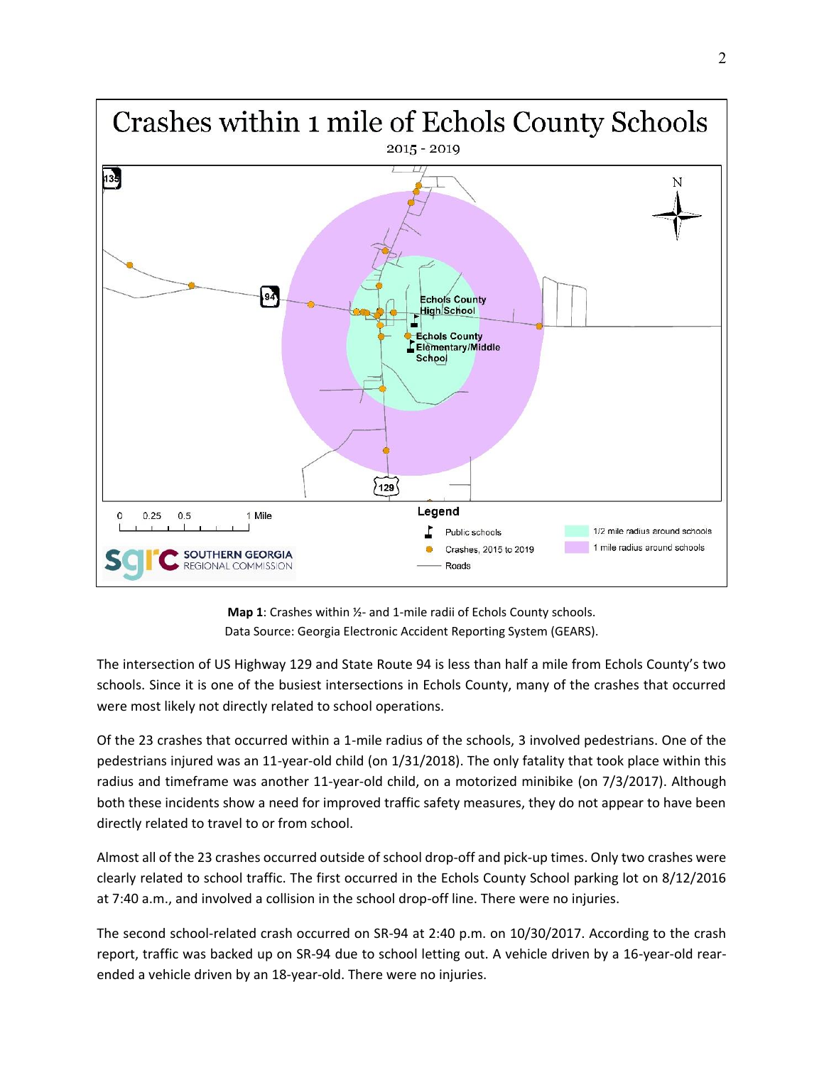**Map 1**: Crashes within ½- and 1-mile radii of Echols County schools.
Data Source: Georgia Electronic Accident Reporting System (GEARS).

The intersection of US Highway 129 and State Route 94 is less than half a mile from Echols County's two schools. Since it is one of the busiest intersections in Echols County, many of the crashes that occurred were most likely not directly related to school operations.

Of the 23 crashes that occurred within a 1-mile radius of the schools, 3 involved pedestrians. One of the pedestrians injured was an 11-year-old child (on 1/31/2018). The only fatality that took place within this radius and timeframe was another 11-year-old child, on a motorized minibike (on 7/3/2017). Although both these incidents show a need for improved traffic safety measures, they do not appear to have been directly related to travel to or from school.

Almost all of the 23 crashes occurred outside of school drop-off and pick-up times. Only two crashes were clearly related to school traffic. The first occurred in the Echols County School parking lot on 8/12/2016 at 7:40 a.m., and involved a collision in the school drop-off line. There were no injuries.

The second school-related crash occurred on SR-94 at 2:40 p.m. on 10/30/2017. According to the crash report, traffic was backed up on SR-94 due to school letting out. A vehicle driven by a 16-year-old rear-ended a vehicle driven by an 18-year-old. There were no injuries.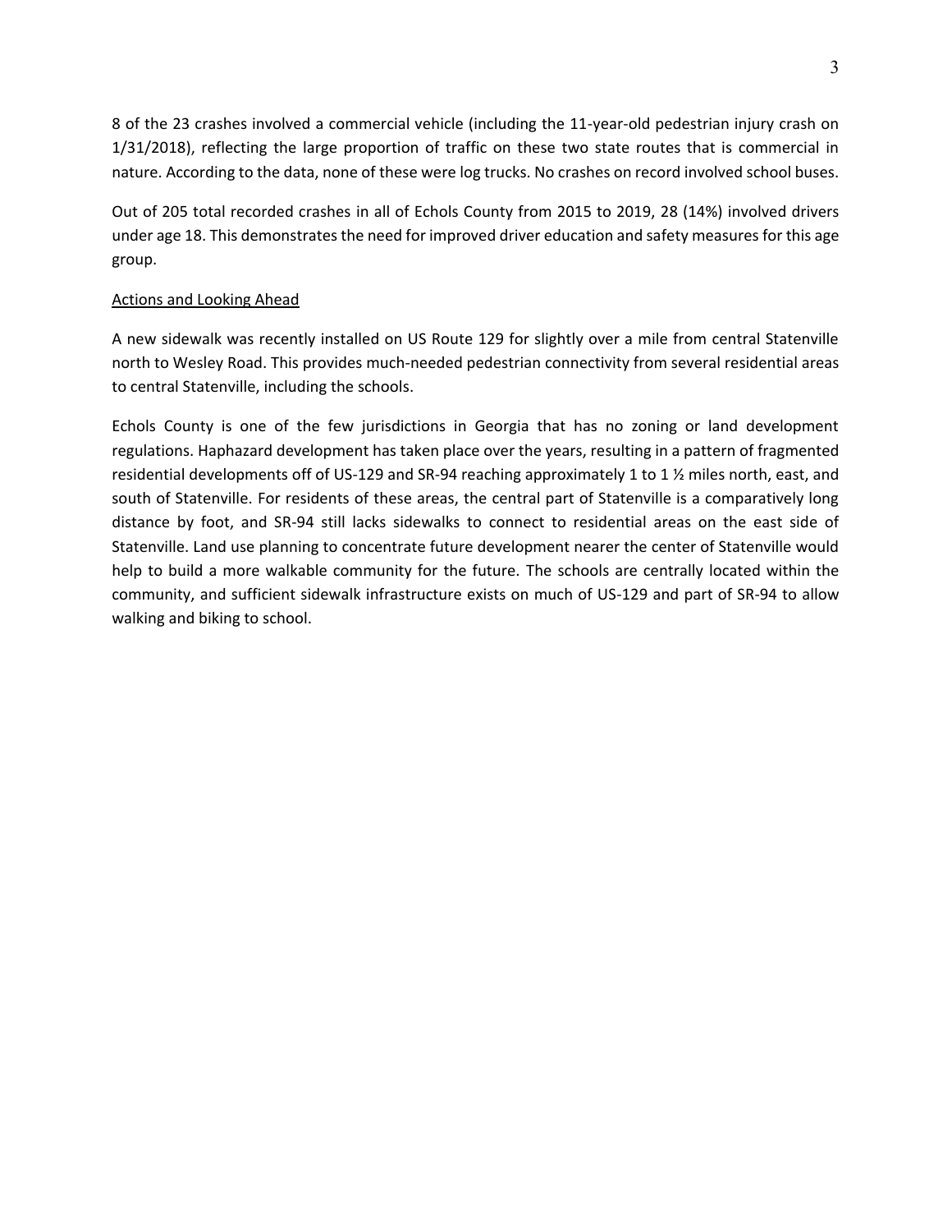8 of the 23 crashes involved a commercial vehicle (including the 11-year-old pedestrian injury crash on 1/31/2018), reflecting the large proportion of traffic on these two state routes that is commercial in nature. According to the data, none of these were log trucks. No crashes on record involved school buses.

Out of 205 total recorded crashes in all of Echols County from 2015 to 2019, 28 (14%) involved drivers under age 18. This demonstrates the need for improved driver education and safety measures for this age group.

<u>Actions and Looking Ahead</u>

A new sidewalk was recently installed on US Route 129 for slightly over a mile from central Statenville north to Wesley Road. This provides much-needed pedestrian connectivity from several residential areas to central Statenville, including the schools.

Echols County is one of the few jurisdictions in Georgia that has no zoning or land development regulations. Haphazard development has taken place over the years, resulting in a pattern of fragmented residential developments off of US-129 and SR-94 reaching approximately 1 to 1 ½ miles north, east, and south of Statenville. For residents of these areas, the central part of Statenville is a comparatively long distance by foot, and SR-94 still lacks sidewalks to connect to residential areas on the east side of Statenville. Land use planning to concentrate future development nearer the center of Statenville would help to build a more walkable community for the future. The schools are centrally located within the community, and sufficient sidewalk infrastructure exists on much of US-129 and part of SR-94 to allow walking and biking to school.